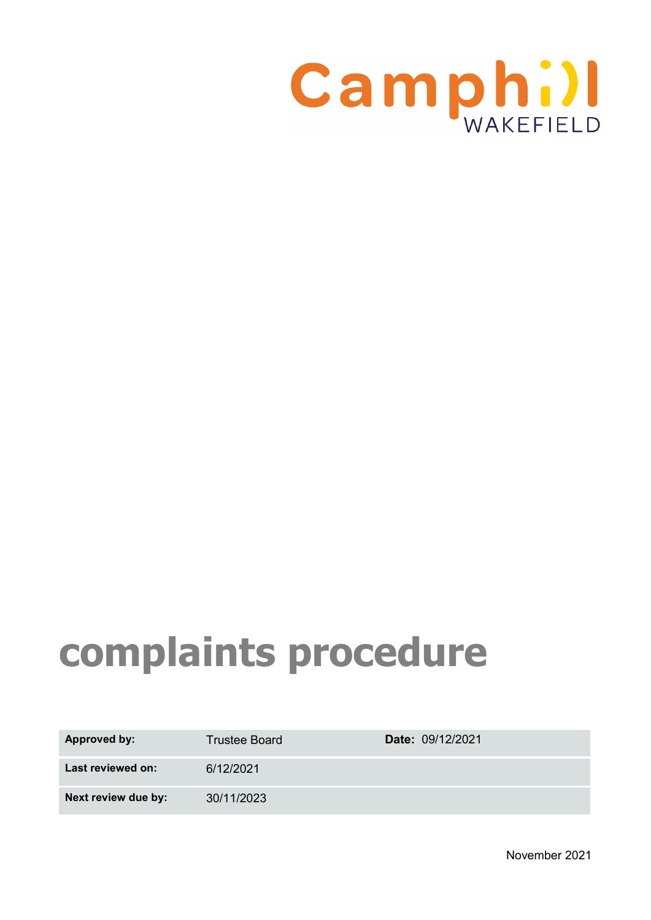Camphill WAKEFIELD

# complaints procedure

| Approved by: | Trustee Board | Date: 09/12/2021 |
| --- | --- | --- |
| Last reviewed on: | 6/12/2021 | |
| Next review due by: | 30/11/2023 | |

November 2021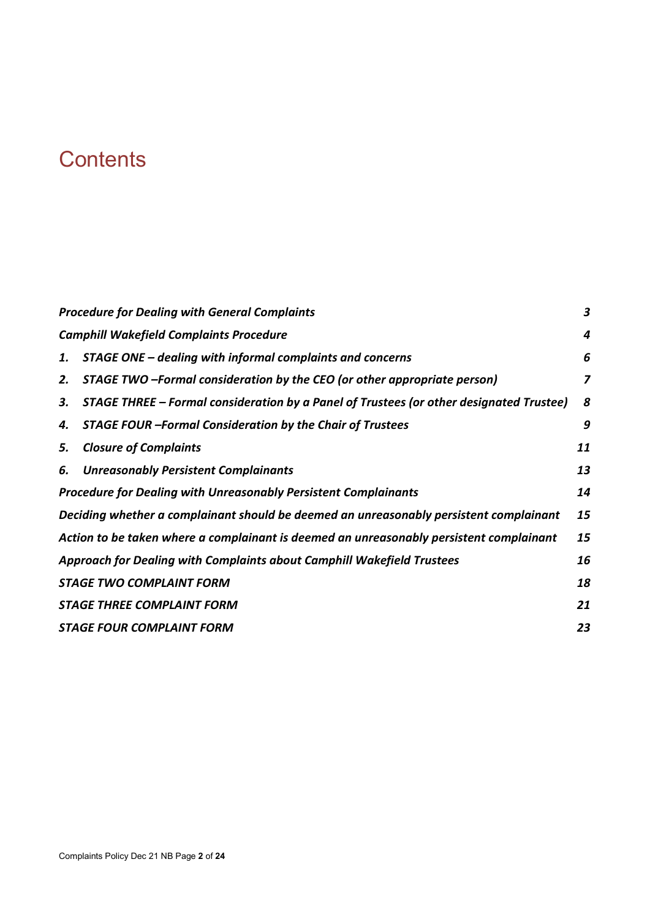# Contents

| | | |
|---|---|---|
| ***Procedure for Dealing with General Complaints*** | | ***3*** |
| ***Camphill Wakefield Complaints Procedure*** | | ***4*** |
| ***1.*** | ***STAGE ONE – dealing with informal complaints and concerns*** | ***6*** |
| ***2.*** | ***STAGE TWO –Formal consideration by the CEO (or other appropriate person)*** | ***7*** |
| ***3.*** | ***STAGE THREE – Formal consideration by a Panel of Trustees (or other designated Trustee)*** | ***8*** |
| ***4.*** | ***STAGE FOUR –Formal Consideration by the Chair of Trustees*** | ***9*** |
| ***5.*** | ***Closure of Complaints*** | ***11*** |
| ***6.*** | ***Unreasonably Persistent Complainants*** | ***13*** |
| ***Procedure for Dealing with Unreasonably Persistent Complainants*** | | ***14*** |
| ***Deciding whether a complainant should be deemed an unreasonably persistent complainant*** | | ***15*** |
| ***Action to be taken where a complainant is deemed an unreasonably persistent complainant*** | | ***15*** |
| ***Approach for Dealing with Complaints about Camphill Wakefield Trustees*** | | ***16*** |
| ***STAGE TWO COMPLAINT FORM*** | | ***18*** |
| ***STAGE THREE COMPLAINT FORM*** | | ***21*** |
| ***STAGE FOUR COMPLAINT FORM*** | | ***23*** |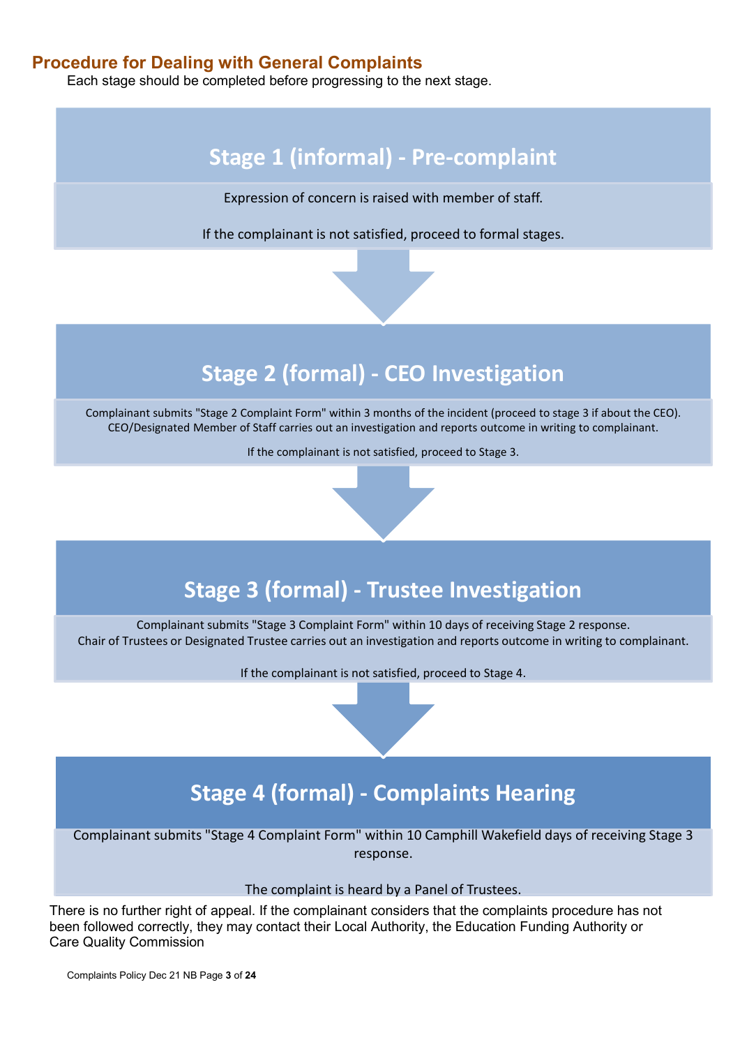## Procedure for Dealing with General Complaints

Each stage should be completed before progressing to the next stage.

### Stage 1 (informal) - Pre-complaint

Expression of concern is raised with member of staff.

If the complainant is not satisfied, proceed to formal stages.

### Stage 2 (formal) - CEO Investigation

Complainant submits "Stage 2 Complaint Form" within 3 months of the incident (proceed to stage 3 if about the CEO).
CEO/Designated Member of Staff carries out an investigation and reports outcome in writing to complainant.

If the complainant is not satisfied, proceed to Stage 3.

### Stage 3 (formal) - Trustee Investigation

Complainant submits "Stage 3 Complaint Form" within 10 days of receiving Stage 2 response.
Chair of Trustees or Designated Trustee carries out an investigation and reports outcome in writing to complainant.

If the complainant is not satisfied, proceed to Stage 4.

### Stage 4 (formal) - Complaints Hearing

Complainant submits "Stage 4 Complaint Form" within 10 Camphill Wakefield days of receiving Stage 3 response.

The complaint is heard by a Panel of Trustees.

There is no further right of appeal. If the complainant considers that the complaints procedure has not been followed correctly, they may contact their Local Authority, the Education Funding Authority or Care Quality Commission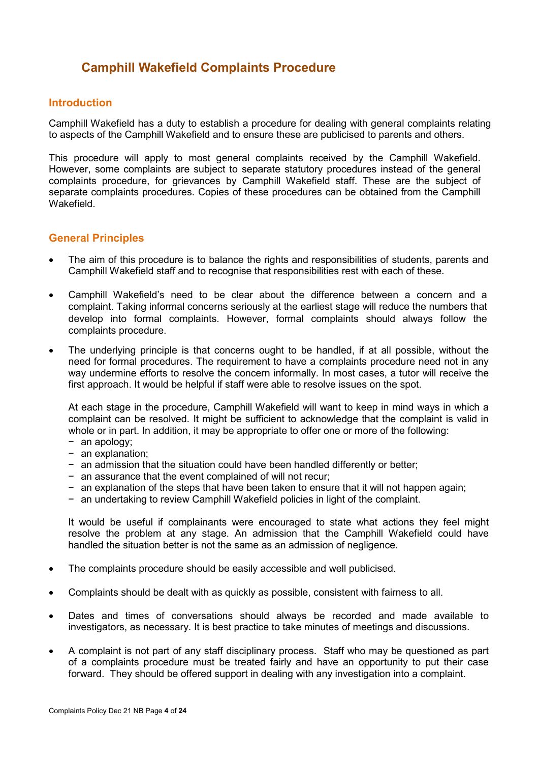# Camphill Wakefield Complaints Procedure

## Introduction

Camphill Wakefield has a duty to establish a procedure for dealing with general complaints relating to aspects of the Camphill Wakefield and to ensure these are publicised to parents and others.

This procedure will apply to most general complaints received by the Camphill Wakefield. However, some complaints are subject to separate statutory procedures instead of the general complaints procedure, for grievances by Camphill Wakefield staff. These are the subject of separate complaints procedures. Copies of these procedures can be obtained from the Camphill Wakefield.

## General Principles

- The aim of this procedure is to balance the rights and responsibilities of students, parents and Camphill Wakefield staff and to recognise that responsibilities rest with each of these.

- Camphill Wakefield's need to be clear about the difference between a concern and a complaint. Taking informal concerns seriously at the earliest stage will reduce the numbers that develop into formal complaints. However, formal complaints should always follow the complaints procedure.

- The underlying principle is that concerns ought to be handled, if at all possible, without the need for formal procedures. The requirement to have a complaints procedure need not in any way undermine efforts to resolve the concern informally. In most cases, a tutor will receive the first approach. It would be helpful if staff were able to resolve issues on the spot.

  At each stage in the procedure, Camphill Wakefield will want to keep in mind ways in which a complaint can be resolved. It might be sufficient to acknowledge that the complaint is valid in whole or in part. In addition, it may be appropriate to offer one or more of the following:
  - an apology;
  - an explanation;
  - an admission that the situation could have been handled differently or better;
  - an assurance that the event complained of will not recur;
  - an explanation of the steps that have been taken to ensure that it will not happen again;
  - an undertaking to review Camphill Wakefield policies in light of the complaint.

  It would be useful if complainants were encouraged to state what actions they feel might resolve the problem at any stage. An admission that the Camphill Wakefield could have handled the situation better is not the same as an admission of negligence.

- The complaints procedure should be easily accessible and well publicised.

- Complaints should be dealt with as quickly as possible, consistent with fairness to all.

- Dates and times of conversations should always be recorded and made available to investigators, as necessary. It is best practice to take minutes of meetings and discussions.

- A complaint is not part of any staff disciplinary process. Staff who may be questioned as part of a complaints procedure must be treated fairly and have an opportunity to put their case forward. They should be offered support in dealing with any investigation into a complaint.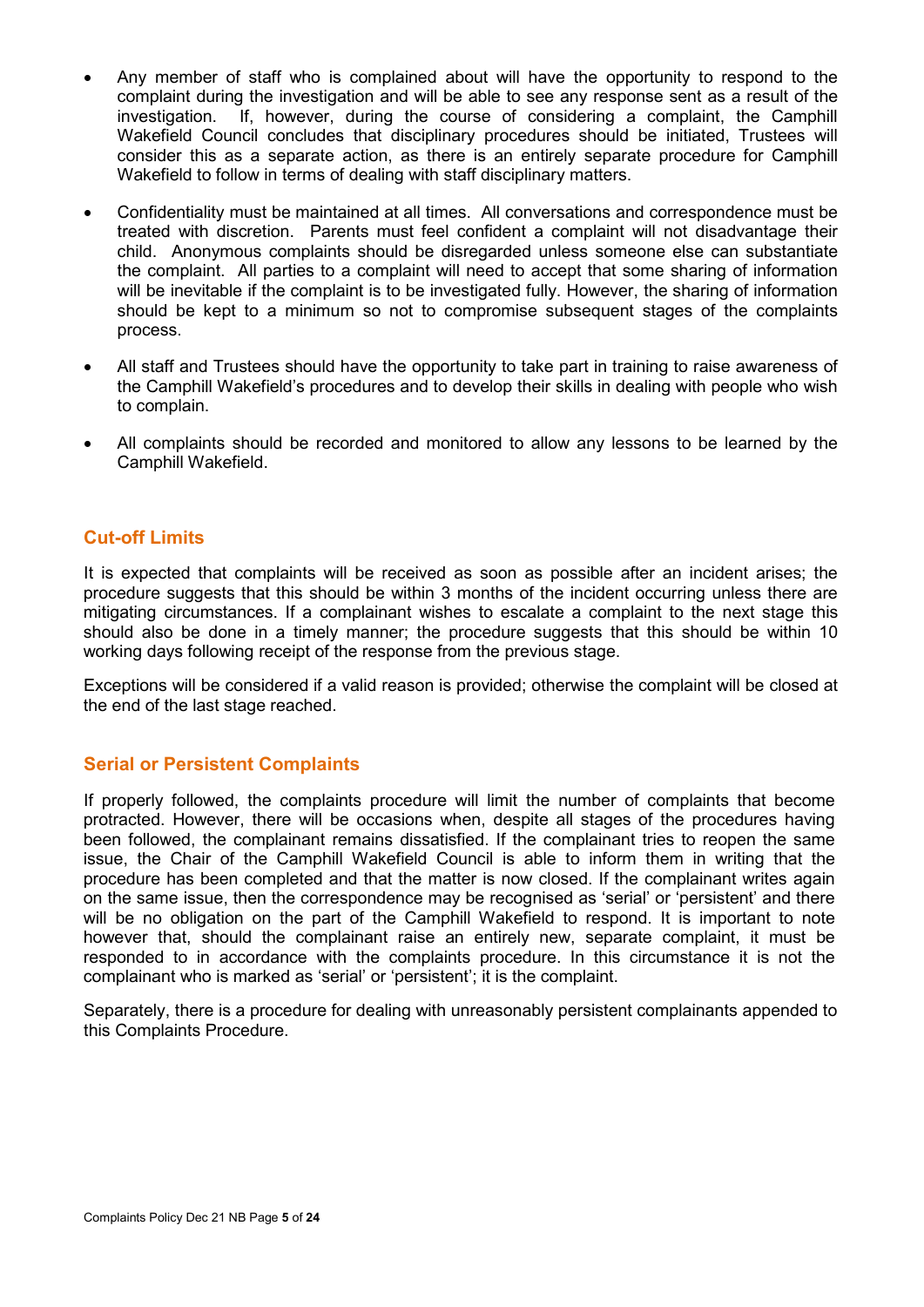- Any member of staff who is complained about will have the opportunity to respond to the complaint during the investigation and will be able to see any response sent as a result of the investigation. If, however, during the course of considering a complaint, the Camphill Wakefield Council concludes that disciplinary procedures should be initiated, Trustees will consider this as a separate action, as there is an entirely separate procedure for Camphill Wakefield to follow in terms of dealing with staff disciplinary matters.

- Confidentiality must be maintained at all times. All conversations and correspondence must be treated with discretion. Parents must feel confident a complaint will not disadvantage their child. Anonymous complaints should be disregarded unless someone else can substantiate the complaint. All parties to a complaint will need to accept that some sharing of information will be inevitable if the complaint is to be investigated fully. However, the sharing of information should be kept to a minimum so not to compromise subsequent stages of the complaints process.

- All staff and Trustees should have the opportunity to take part in training to raise awareness of the Camphill Wakefield's procedures and to develop their skills in dealing with people who wish to complain.

- All complaints should be recorded and monitored to allow any lessons to be learned by the Camphill Wakefield.

## Cut-off Limits

It is expected that complaints will be received as soon as possible after an incident arises; the procedure suggests that this should be within 3 months of the incident occurring unless there are mitigating circumstances. If a complainant wishes to escalate a complaint to the next stage this should also be done in a timely manner; the procedure suggests that this should be within 10 working days following receipt of the response from the previous stage.

Exceptions will be considered if a valid reason is provided; otherwise the complaint will be closed at the end of the last stage reached.

## Serial or Persistent Complaints

If properly followed, the complaints procedure will limit the number of complaints that become protracted. However, there will be occasions when, despite all stages of the procedures having been followed, the complainant remains dissatisfied. If the complainant tries to reopen the same issue, the Chair of the Camphill Wakefield Council is able to inform them in writing that the procedure has been completed and that the matter is now closed. If the complainant writes again on the same issue, then the correspondence may be recognised as 'serial' or 'persistent' and there will be no obligation on the part of the Camphill Wakefield to respond. It is important to note however that, should the complainant raise an entirely new, separate complaint, it must be responded to in accordance with the complaints procedure. In this circumstance it is not the complainant who is marked as 'serial' or 'persistent'; it is the complaint.

Separately, there is a procedure for dealing with unreasonably persistent complainants appended to this Complaints Procedure.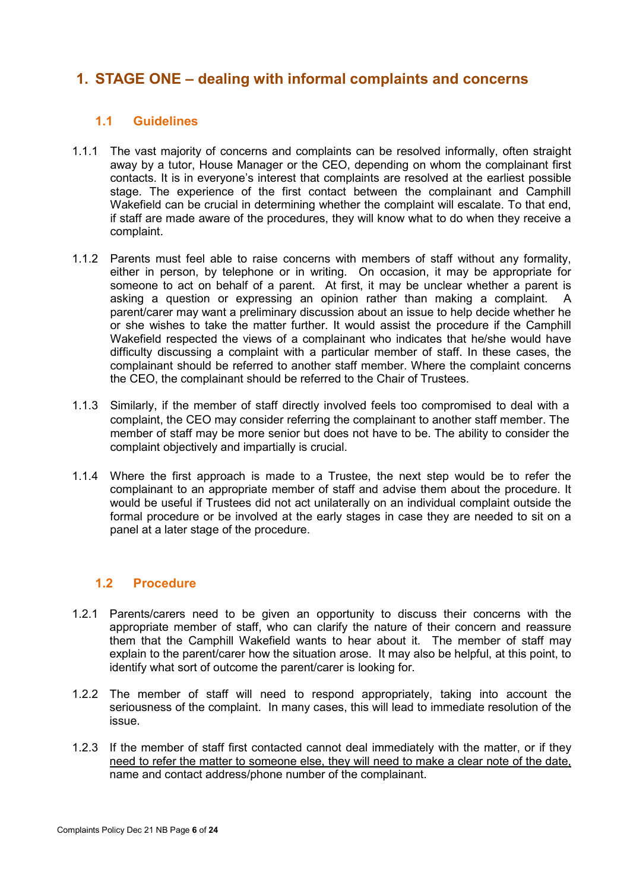# 1. STAGE ONE – dealing with informal complaints and concerns

## 1.1 Guidelines

1.1.1 The vast majority of concerns and complaints can be resolved informally, often straight away by a tutor, House Manager or the CEO, depending on whom the complainant first contacts. It is in everyone's interest that complaints are resolved at the earliest possible stage. The experience of the first contact between the complainant and Camphill Wakefield can be crucial in determining whether the complaint will escalate. To that end, if staff are made aware of the procedures, they will know what to do when they receive a complaint.

1.1.2 Parents must feel able to raise concerns with members of staff without any formality, either in person, by telephone or in writing. On occasion, it may be appropriate for someone to act on behalf of a parent. At first, it may be unclear whether a parent is asking a question or expressing an opinion rather than making a complaint. A parent/carer may want a preliminary discussion about an issue to help decide whether he or she wishes to take the matter further. It would assist the procedure if the Camphill Wakefield respected the views of a complainant who indicates that he/she would have difficulty discussing a complaint with a particular member of staff. In these cases, the complainant should be referred to another staff member. Where the complaint concerns the CEO, the complainant should be referred to the Chair of Trustees.

1.1.3 Similarly, if the member of staff directly involved feels too compromised to deal with a complaint, the CEO may consider referring the complainant to another staff member. The member of staff may be more senior but does not have to be. The ability to consider the complaint objectively and impartially is crucial.

1.1.4 Where the first approach is made to a Trustee, the next step would be to refer the complainant to an appropriate member of staff and advise them about the procedure. It would be useful if Trustees did not act unilaterally on an individual complaint outside the formal procedure or be involved at the early stages in case they are needed to sit on a panel at a later stage of the procedure.

## 1.2 Procedure

1.2.1 Parents/carers need to be given an opportunity to discuss their concerns with the appropriate member of staff, who can clarify the nature of their concern and reassure them that the Camphill Wakefield wants to hear about it. The member of staff may explain to the parent/carer how the situation arose. It may also be helpful, at this point, to identify what sort of outcome the parent/carer is looking for.

1.2.2 The member of staff will need to respond appropriately, taking into account the seriousness of the complaint. In many cases, this will lead to immediate resolution of the issue.

1.2.3 If the member of staff first contacted cannot deal immediately with the matter, or if they need to refer the matter to someone else, they will need to make a clear note of the date, name and contact address/phone number of the complainant.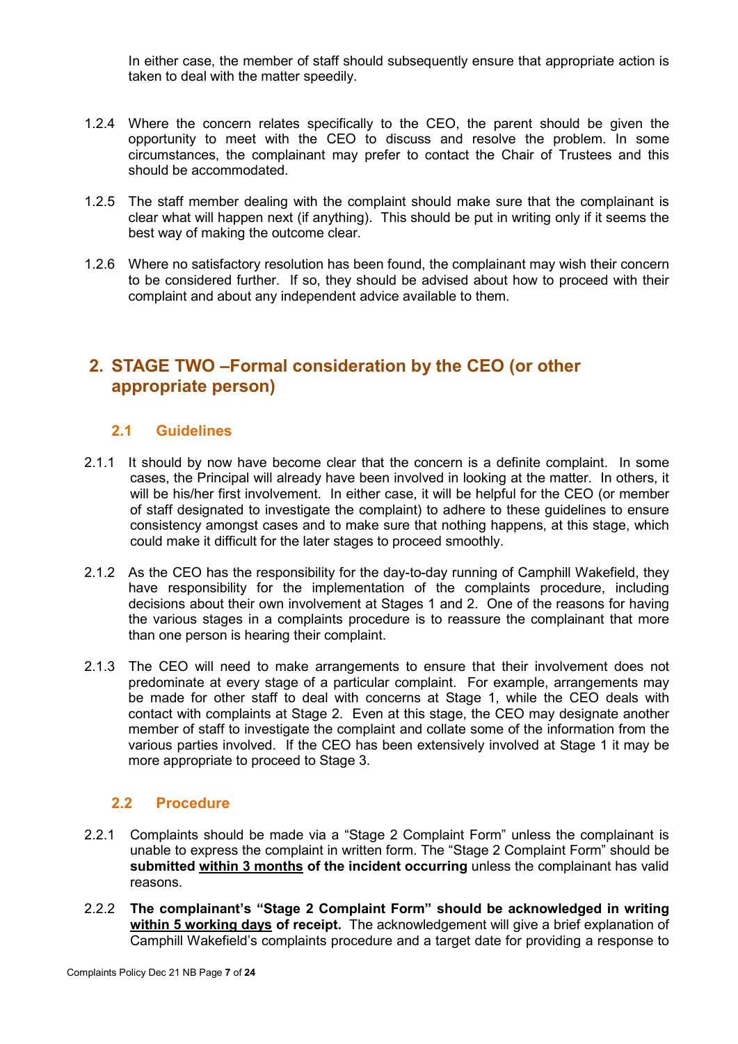In either case, the member of staff should subsequently ensure that appropriate action is taken to deal with the matter speedily.

1.2.4 Where the concern relates specifically to the CEO, the parent should be given the opportunity to meet with the CEO to discuss and resolve the problem. In some circumstances, the complainant may prefer to contact the Chair of Trustees and this should be accommodated.

1.2.5 The staff member dealing with the complaint should make sure that the complainant is clear what will happen next (if anything). This should be put in writing only if it seems the best way of making the outcome clear.

1.2.6 Where no satisfactory resolution has been found, the complainant may wish their concern to be considered further. If so, they should be advised about how to proceed with their complaint and about any independent advice available to them.

## 2. STAGE TWO –Formal consideration by the CEO (or other appropriate person)

### 2.1 Guidelines

2.1.1 It should by now have become clear that the concern is a definite complaint. In some cases, the Principal will already have been involved in looking at the matter. In others, it will be his/her first involvement. In either case, it will be helpful for the CEO (or member of staff designated to investigate the complaint) to adhere to these guidelines to ensure consistency amongst cases and to make sure that nothing happens, at this stage, which could make it difficult for the later stages to proceed smoothly.

2.1.2 As the CEO has the responsibility for the day-to-day running of Camphill Wakefield, they have responsibility for the implementation of the complaints procedure, including decisions about their own involvement at Stages 1 and 2. One of the reasons for having the various stages in a complaints procedure is to reassure the complainant that more than one person is hearing their complaint.

2.1.3 The CEO will need to make arrangements to ensure that their involvement does not predominate at every stage of a particular complaint. For example, arrangements may be made for other staff to deal with concerns at Stage 1, while the CEO deals with contact with complaints at Stage 2. Even at this stage, the CEO may designate another member of staff to investigate the complaint and collate some of the information from the various parties involved. If the CEO has been extensively involved at Stage 1 it may be more appropriate to proceed to Stage 3.

### 2.2 Procedure

2.2.1 Complaints should be made via a "Stage 2 Complaint Form" unless the complainant is unable to express the complaint in written form. The "Stage 2 Complaint Form" should be **submitted <u>within 3 months</u> of the incident occurring** unless the complainant has valid reasons.

2.2.2 **The complainant's "Stage 2 Complaint Form" should be acknowledged in writing <u>within 5 working days</u> of receipt.** The acknowledgement will give a brief explanation of Camphill Wakefield's complaints procedure and a target date for providing a response to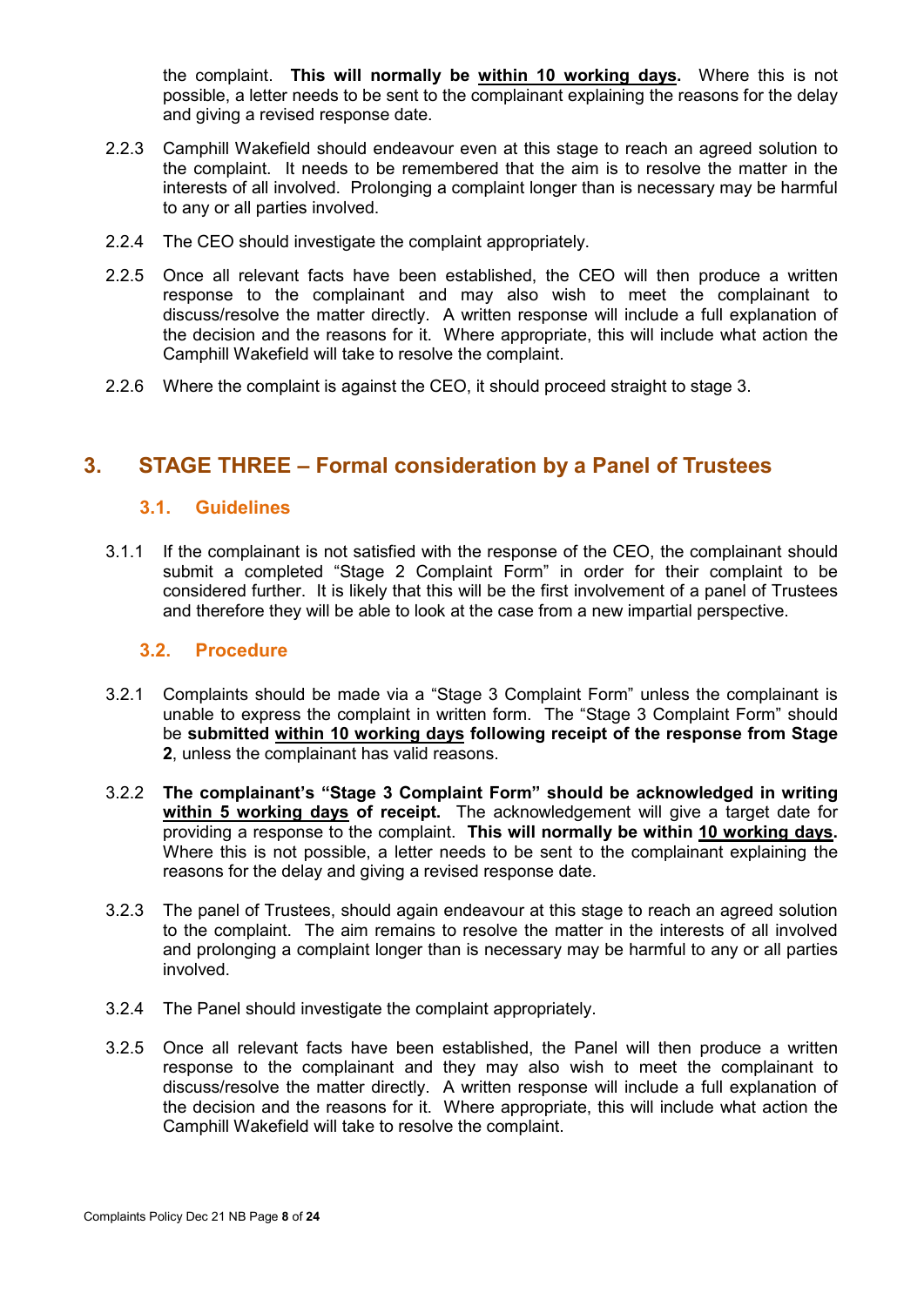the complaint. **This will normally be <u>within 10 working days</u>.** Where this is not possible, a letter needs to be sent to the complainant explaining the reasons for the delay and giving a revised response date.

2.2.3 Camphill Wakefield should endeavour even at this stage to reach an agreed solution to the complaint. It needs to be remembered that the aim is to resolve the matter in the interests of all involved. Prolonging a complaint longer than is necessary may be harmful to any or all parties involved.

2.2.4 The CEO should investigate the complaint appropriately.

2.2.5 Once all relevant facts have been established, the CEO will then produce a written response to the complainant and may also wish to meet the complainant to discuss/resolve the matter directly. A written response will include a full explanation of the decision and the reasons for it. Where appropriate, this will include what action the Camphill Wakefield will take to resolve the complaint.

2.2.6 Where the complaint is against the CEO, it should proceed straight to stage 3.

# 3. STAGE THREE – Formal consideration by a Panel of Trustees

## 3.1. Guidelines

3.1.1 If the complainant is not satisfied with the response of the CEO, the complainant should submit a completed "Stage 2 Complaint Form" in order for their complaint to be considered further. It is likely that this will be the first involvement of a panel of Trustees and therefore they will be able to look at the case from a new impartial perspective.

## 3.2. Procedure

3.2.1 Complaints should be made via a "Stage 3 Complaint Form" unless the complainant is unable to express the complaint in written form. The "Stage 3 Complaint Form" should be **submitted <u>within 10 working days</u> following receipt of the response from Stage 2**, unless the complainant has valid reasons.

3.2.2 **The complainant's "Stage 3 Complaint Form" should be acknowledged in writing <u>within 5 working days</u> of receipt.** The acknowledgement will give a target date for providing a response to the complaint. **This will normally be within <u>10 working days</u>.** Where this is not possible, a letter needs to be sent to the complainant explaining the reasons for the delay and giving a revised response date.

3.2.3 The panel of Trustees, should again endeavour at this stage to reach an agreed solution to the complaint. The aim remains to resolve the matter in the interests of all involved and prolonging a complaint longer than is necessary may be harmful to any or all parties involved.

3.2.4 The Panel should investigate the complaint appropriately.

3.2.5 Once all relevant facts have been established, the Panel will then produce a written response to the complainant and they may also wish to meet the complainant to discuss/resolve the matter directly. A written response will include a full explanation of the decision and the reasons for it. Where appropriate, this will include what action the Camphill Wakefield will take to resolve the complaint.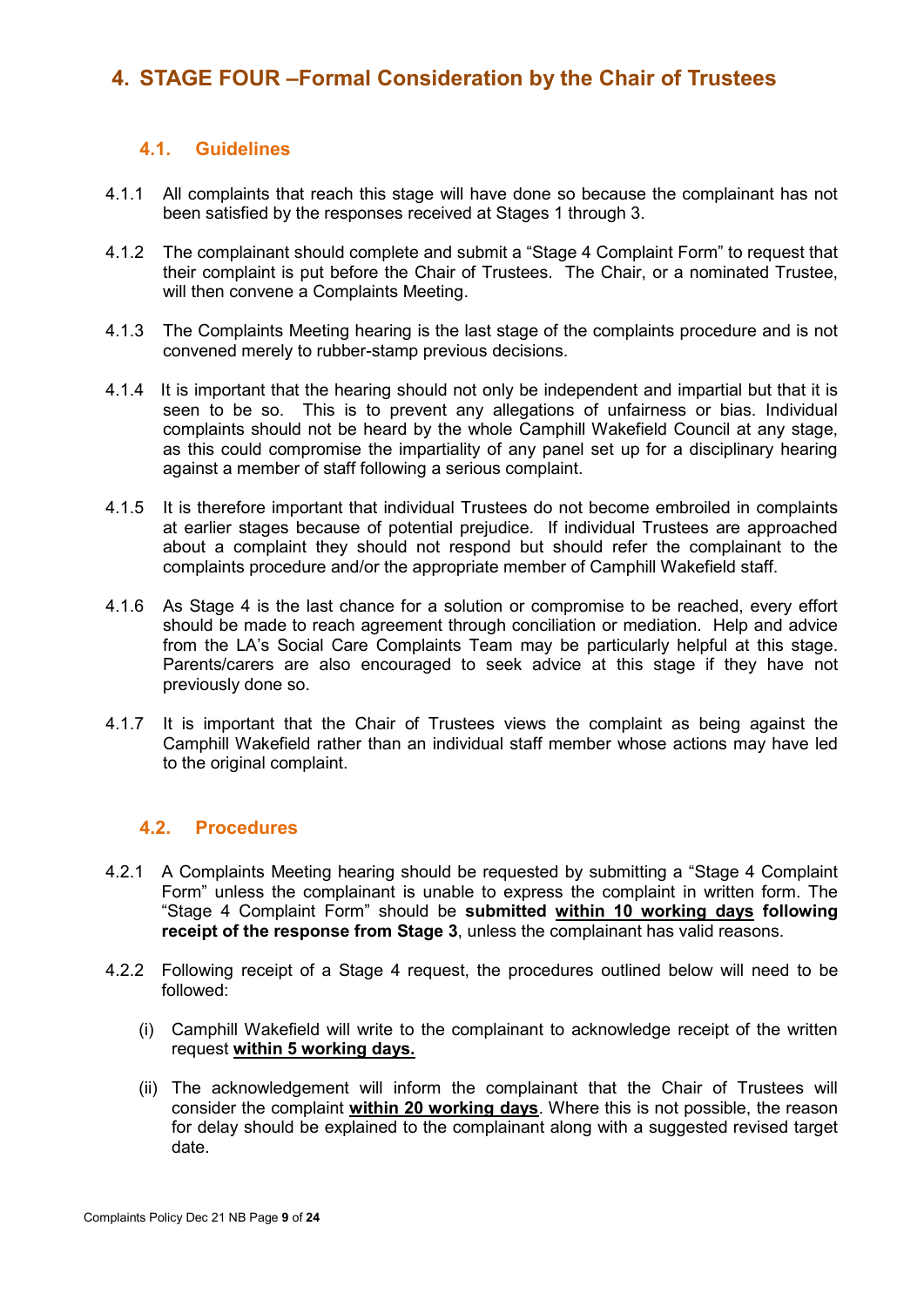# 4. STAGE FOUR –Formal Consideration by the Chair of Trustees

## 4.1. Guidelines

4.1.1 All complaints that reach this stage will have done so because the complainant has not been satisfied by the responses received at Stages 1 through 3.

4.1.2 The complainant should complete and submit a "Stage 4 Complaint Form" to request that their complaint is put before the Chair of Trustees. The Chair, or a nominated Trustee, will then convene a Complaints Meeting.

4.1.3 The Complaints Meeting hearing is the last stage of the complaints procedure and is not convened merely to rubber-stamp previous decisions.

4.1.4 It is important that the hearing should not only be independent and impartial but that it is seen to be so. This is to prevent any allegations of unfairness or bias. Individual complaints should not be heard by the whole Camphill Wakefield Council at any stage, as this could compromise the impartiality of any panel set up for a disciplinary hearing against a member of staff following a serious complaint.

4.1.5 It is therefore important that individual Trustees do not become embroiled in complaints at earlier stages because of potential prejudice. If individual Trustees are approached about a complaint they should not respond but should refer the complainant to the complaints procedure and/or the appropriate member of Camphill Wakefield staff.

4.1.6 As Stage 4 is the last chance for a solution or compromise to be reached, every effort should be made to reach agreement through conciliation or mediation. Help and advice from the LA's Social Care Complaints Team may be particularly helpful at this stage. Parents/carers are also encouraged to seek advice at this stage if they have not previously done so.

4.1.7 It is important that the Chair of Trustees views the complaint as being against the Camphill Wakefield rather than an individual staff member whose actions may have led to the original complaint.

## 4.2. Procedures

4.2.1 A Complaints Meeting hearing should be requested by submitting a "Stage 4 Complaint Form" unless the complainant is unable to express the complaint in written form. The "Stage 4 Complaint Form" should be **submitted <u>within 10 working days</u> following receipt of the response from Stage 3**, unless the complainant has valid reasons.

4.2.2 Following receipt of a Stage 4 request, the procedures outlined below will need to be followed:

(i) Camphill Wakefield will write to the complainant to acknowledge receipt of the written request **<u>within 5 working days.</u>**

(ii) The acknowledgement will inform the complainant that the Chair of Trustees will consider the complaint **<u>within 20 working days</u>**. Where this is not possible, the reason for delay should be explained to the complainant along with a suggested revised target date.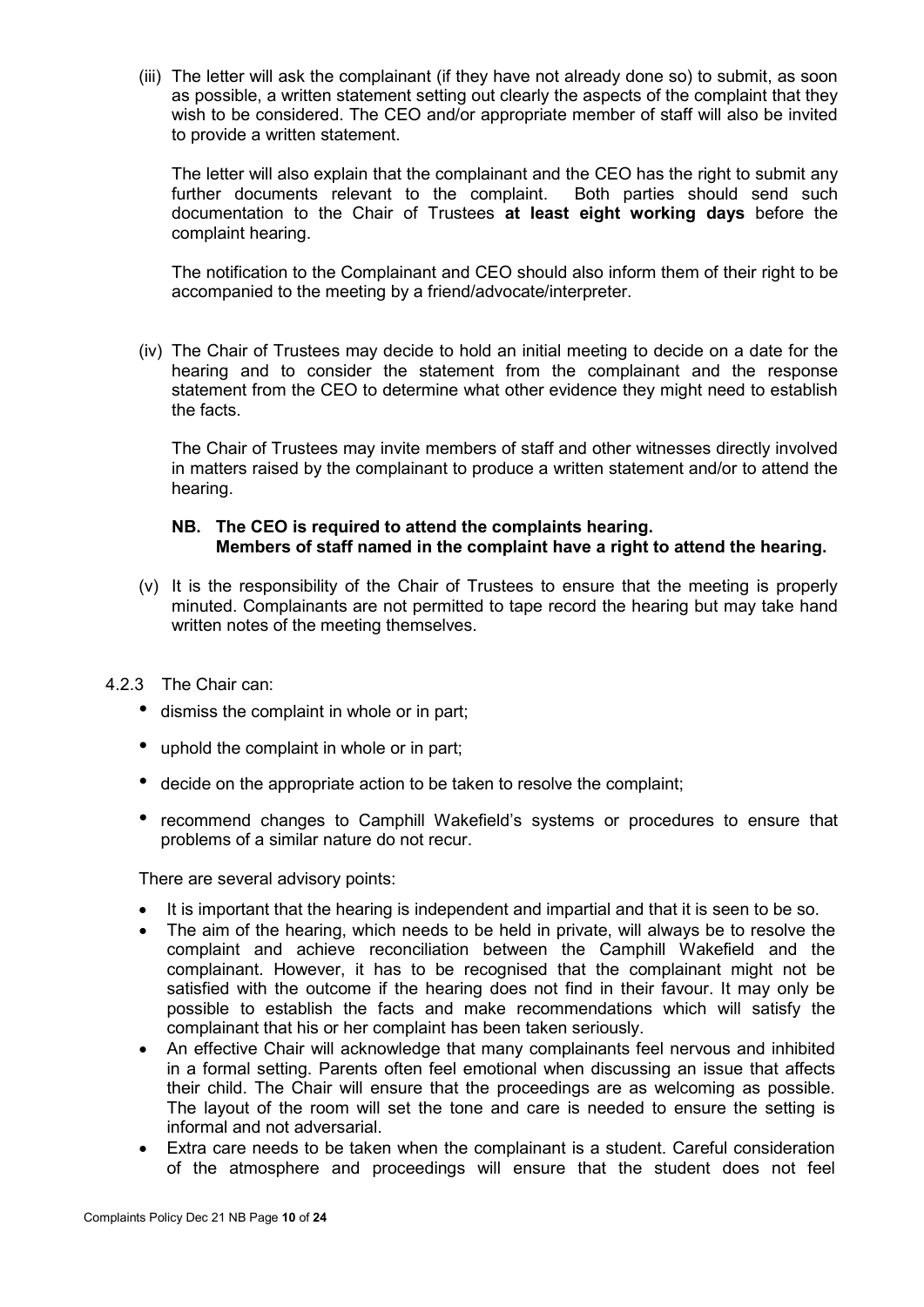(iii) The letter will ask the complainant (if they have not already done so) to submit, as soon as possible, a written statement setting out clearly the aspects of the complaint that they wish to be considered. The CEO and/or appropriate member of staff will also be invited to provide a written statement.

The letter will also explain that the complainant and the CEO has the right to submit any further documents relevant to the complaint. Both parties should send such documentation to the Chair of Trustees **at least eight working days** before the complaint hearing.

The notification to the Complainant and CEO should also inform them of their right to be accompanied to the meeting by a friend/advocate/interpreter.

(iv) The Chair of Trustees may decide to hold an initial meeting to decide on a date for the hearing and to consider the statement from the complainant and the response statement from the CEO to determine what other evidence they might need to establish the facts.

The Chair of Trustees may invite members of staff and other witnesses directly involved in matters raised by the complainant to produce a written statement and/or to attend the hearing.

**NB. The CEO is required to attend the complaints hearing.**
**Members of staff named in the complaint have a right to attend the hearing.**

(v) It is the responsibility of the Chair of Trustees to ensure that the meeting is properly minuted. Complainants are not permitted to tape record the hearing but may take hand written notes of the meeting themselves.

4.2.3 The Chair can:

- dismiss the complaint in whole or in part;
- uphold the complaint in whole or in part;
- decide on the appropriate action to be taken to resolve the complaint;
- recommend changes to Camphill Wakefield's systems or procedures to ensure that problems of a similar nature do not recur.

There are several advisory points:

- It is important that the hearing is independent and impartial and that it is seen to be so.
- The aim of the hearing, which needs to be held in private, will always be to resolve the complaint and achieve reconciliation between the Camphill Wakefield and the complainant. However, it has to be recognised that the complainant might not be satisfied with the outcome if the hearing does not find in their favour. It may only be possible to establish the facts and make recommendations which will satisfy the complainant that his or her complaint has been taken seriously.
- An effective Chair will acknowledge that many complainants feel nervous and inhibited in a formal setting. Parents often feel emotional when discussing an issue that affects their child. The Chair will ensure that the proceedings are as welcoming as possible. The layout of the room will set the tone and care is needed to ensure the setting is informal and not adversarial.
- Extra care needs to be taken when the complainant is a student. Careful consideration of the atmosphere and proceedings will ensure that the student does not feel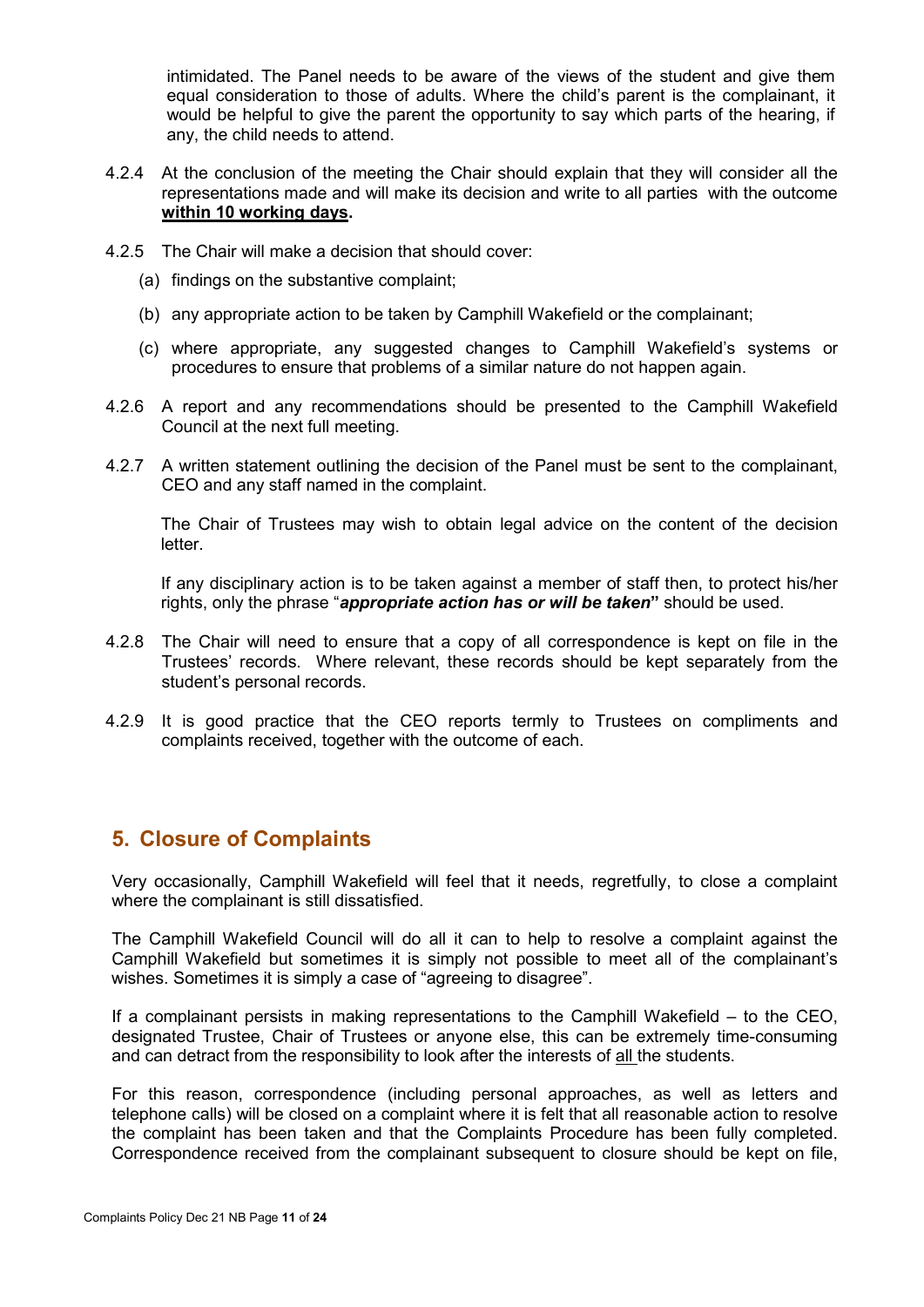intimidated. The Panel needs to be aware of the views of the student and give them equal consideration to those of adults. Where the child's parent is the complainant, it would be helpful to give the parent the opportunity to say which parts of the hearing, if any, the child needs to attend.

4.2.4 At the conclusion of the meeting the Chair should explain that they will consider all the representations made and will make its decision and write to all parties with the outcome **within 10 working days**.

4.2.5 The Chair will make a decision that should cover:

(a) findings on the substantive complaint;

(b) any appropriate action to be taken by Camphill Wakefield or the complainant;

(c) where appropriate, any suggested changes to Camphill Wakefield's systems or procedures to ensure that problems of a similar nature do not happen again.

4.2.6 A report and any recommendations should be presented to the Camphill Wakefield Council at the next full meeting.

4.2.7 A written statement outlining the decision of the Panel must be sent to the complainant, CEO and any staff named in the complaint.

The Chair of Trustees may wish to obtain legal advice on the content of the decision letter.

If any disciplinary action is to be taken against a member of staff then, to protect his/her rights, only the phrase "***appropriate action has or will be taken***" should be used.

4.2.8 The Chair will need to ensure that a copy of all correspondence is kept on file in the Trustees' records. Where relevant, these records should be kept separately from the student's personal records.

4.2.9 It is good practice that the CEO reports termly to Trustees on compliments and complaints received, together with the outcome of each.

## 5. Closure of Complaints

Very occasionally, Camphill Wakefield will feel that it needs, regretfully, to close a complaint where the complainant is still dissatisfied.

The Camphill Wakefield Council will do all it can to help to resolve a complaint against the Camphill Wakefield but sometimes it is simply not possible to meet all of the complainant's wishes. Sometimes it is simply a case of "agreeing to disagree".

If a complainant persists in making representations to the Camphill Wakefield – to the CEO, designated Trustee, Chair of Trustees or anyone else, this can be extremely time-consuming and can detract from the responsibility to look after the interests of all the students.

For this reason, correspondence (including personal approaches, as well as letters and telephone calls) will be closed on a complaint where it is felt that all reasonable action to resolve the complaint has been taken and that the Complaints Procedure has been fully completed. Correspondence received from the complainant subsequent to closure should be kept on file,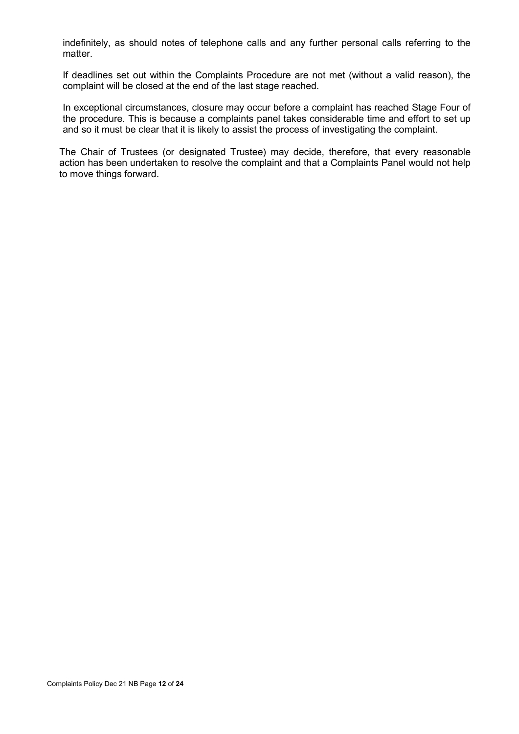indefinitely, as should notes of telephone calls and any further personal calls referring to the matter.

If deadlines set out within the Complaints Procedure are not met (without a valid reason), the complaint will be closed at the end of the last stage reached.

In exceptional circumstances, closure may occur before a complaint has reached Stage Four of the procedure. This is because a complaints panel takes considerable time and effort to set up and so it must be clear that it is likely to assist the process of investigating the complaint.

The Chair of Trustees (or designated Trustee) may decide, therefore, that every reasonable action has been undertaken to resolve the complaint and that a Complaints Panel would not help to move things forward.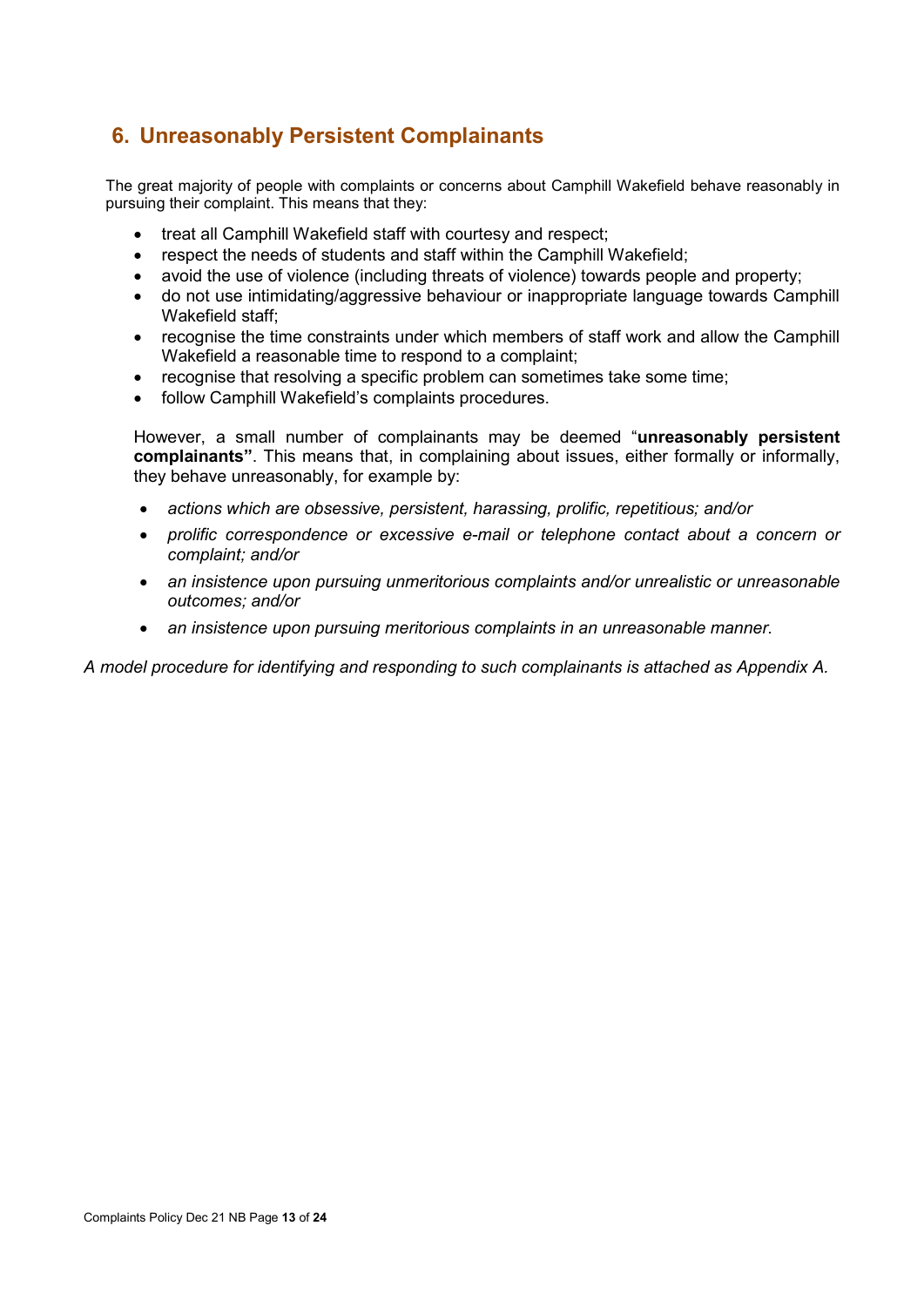## 6. Unreasonably Persistent Complainants

The great majority of people with complaints or concerns about Camphill Wakefield behave reasonably in pursuing their complaint. This means that they:

- treat all Camphill Wakefield staff with courtesy and respect;
- respect the needs of students and staff within the Camphill Wakefield;
- avoid the use of violence (including threats of violence) towards people and property;
- do not use intimidating/aggressive behaviour or inappropriate language towards Camphill Wakefield staff;
- recognise the time constraints under which members of staff work and allow the Camphill Wakefield a reasonable time to respond to a complaint;
- recognise that resolving a specific problem can sometimes take some time;
- follow Camphill Wakefield's complaints procedures.

However, a small number of complainants may be deemed "**unreasonably persistent complainants"**. This means that, in complaining about issues, either formally or informally, they behave unreasonably, for example by:

- *actions which are obsessive, persistent, harassing, prolific, repetitious; and/or*
- *prolific correspondence or excessive e-mail or telephone contact about a concern or complaint; and/or*
- *an insistence upon pursuing unmeritorious complaints and/or unrealistic or unreasonable outcomes; and/or*
- *an insistence upon pursuing meritorious complaints in an unreasonable manner.*

*A model procedure for identifying and responding to such complainants is attached as Appendix A.*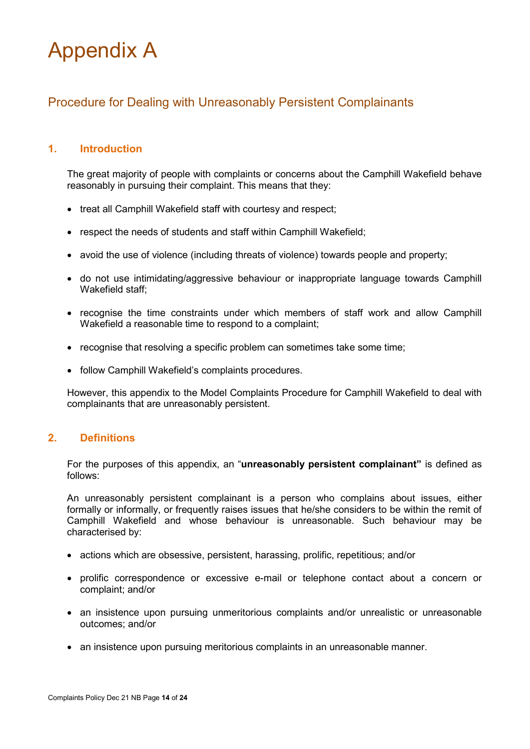# Appendix A

## Procedure for Dealing with Unreasonably Persistent Complainants

### 1. Introduction

The great majority of people with complaints or concerns about the Camphill Wakefield behave reasonably in pursuing their complaint. This means that they:

- treat all Camphill Wakefield staff with courtesy and respect;
- respect the needs of students and staff within Camphill Wakefield;
- avoid the use of violence (including threats of violence) towards people and property;
- do not use intimidating/aggressive behaviour or inappropriate language towards Camphill Wakefield staff;
- recognise the time constraints under which members of staff work and allow Camphill Wakefield a reasonable time to respond to a complaint;
- recognise that resolving a specific problem can sometimes take some time;
- follow Camphill Wakefield's complaints procedures.

However, this appendix to the Model Complaints Procedure for Camphill Wakefield to deal with complainants that are unreasonably persistent.

### 2. Definitions

For the purposes of this appendix, an "**unreasonably persistent complainant"** is defined as follows:

An unreasonably persistent complainant is a person who complains about issues, either formally or informally, or frequently raises issues that he/she considers to be within the remit of Camphill Wakefield and whose behaviour is unreasonable. Such behaviour may be characterised by:

- actions which are obsessive, persistent, harassing, prolific, repetitious; and/or
- prolific correspondence or excessive e-mail or telephone contact about a concern or complaint; and/or
- an insistence upon pursuing unmeritorious complaints and/or unrealistic or unreasonable outcomes; and/or
- an insistence upon pursuing meritorious complaints in an unreasonable manner.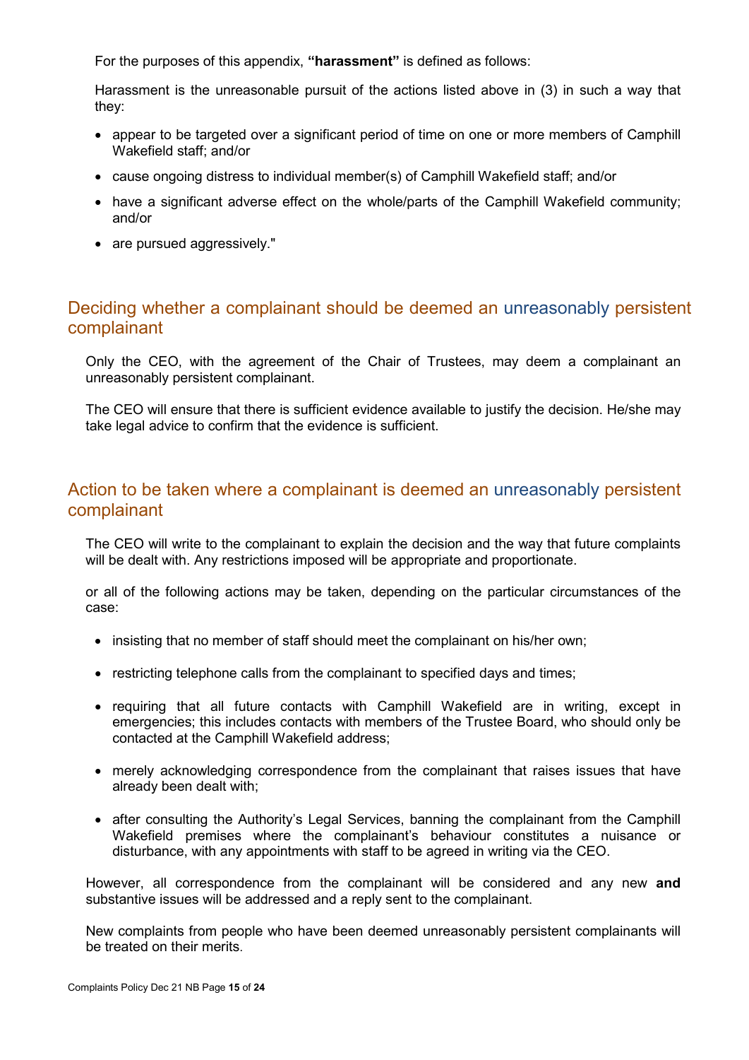For the purposes of this appendix, **"harassment"** is defined as follows:

Harassment is the unreasonable pursuit of the actions listed above in (3) in such a way that they:

- appear to be targeted over a significant period of time on one or more members of Camphill Wakefield staff; and/or
- cause ongoing distress to individual member(s) of Camphill Wakefield staff; and/or
- have a significant adverse effect on the whole/parts of the Camphill Wakefield community; and/or
- are pursued aggressively."

## Deciding whether a complainant should be deemed an unreasonably persistent complainant

Only the CEO, with the agreement of the Chair of Trustees, may deem a complainant an unreasonably persistent complainant.

The CEO will ensure that there is sufficient evidence available to justify the decision. He/she may take legal advice to confirm that the evidence is sufficient.

## Action to be taken where a complainant is deemed an unreasonably persistent complainant

The CEO will write to the complainant to explain the decision and the way that future complaints will be dealt with. Any restrictions imposed will be appropriate and proportionate.

or all of the following actions may be taken, depending on the particular circumstances of the case:

- insisting that no member of staff should meet the complainant on his/her own;
- restricting telephone calls from the complainant to specified days and times;
- requiring that all future contacts with Camphill Wakefield are in writing, except in emergencies; this includes contacts with members of the Trustee Board, who should only be contacted at the Camphill Wakefield address;
- merely acknowledging correspondence from the complainant that raises issues that have already been dealt with;
- after consulting the Authority's Legal Services, banning the complainant from the Camphill Wakefield premises where the complainant's behaviour constitutes a nuisance or disturbance, with any appointments with staff to be agreed in writing via the CEO.

However, all correspondence from the complainant will be considered and any new **and** substantive issues will be addressed and a reply sent to the complainant.

New complaints from people who have been deemed unreasonably persistent complainants will be treated on their merits.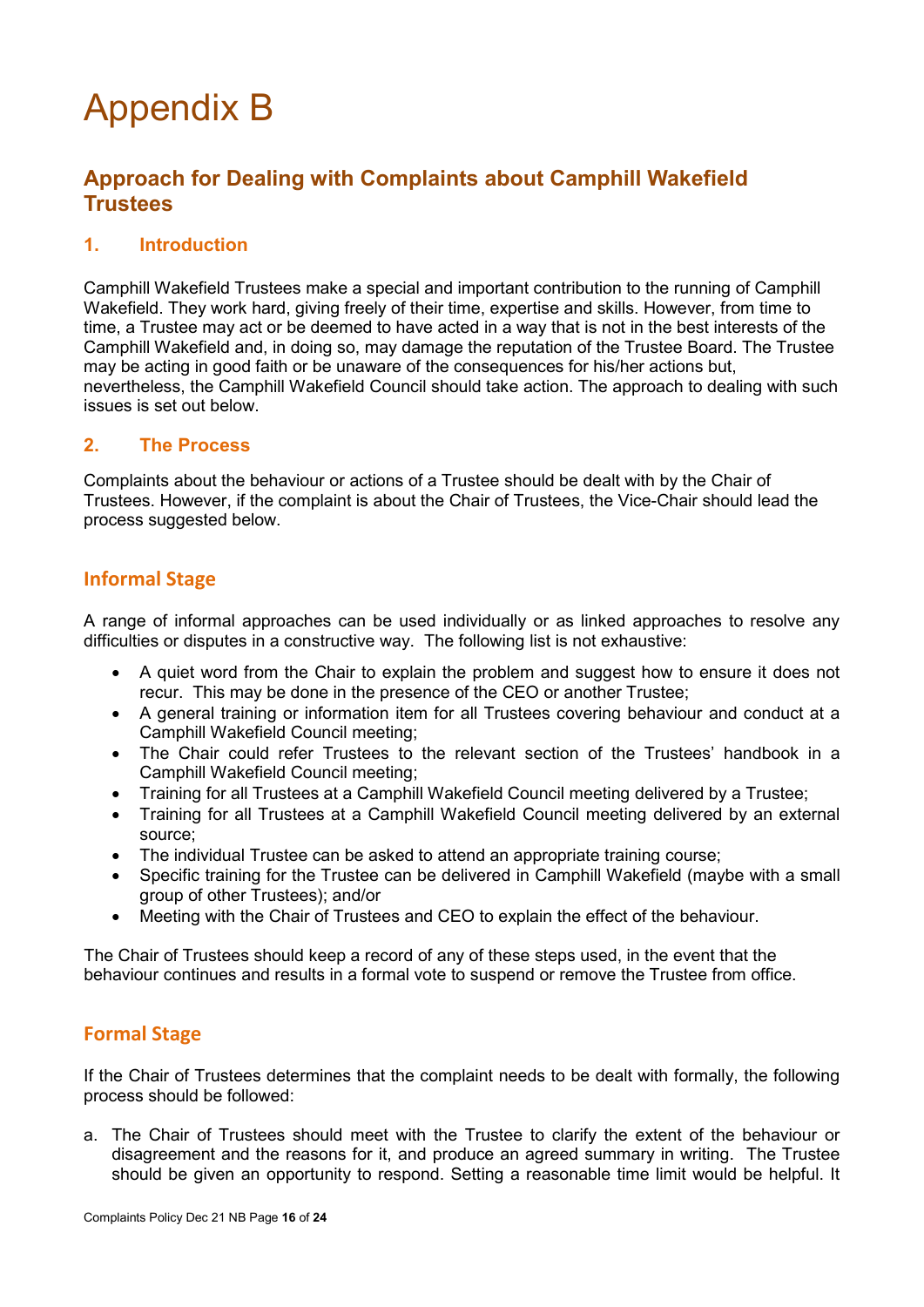# Appendix B

## Approach for Dealing with Complaints about Camphill Wakefield Trustees

### 1. Introduction

Camphill Wakefield Trustees make a special and important contribution to the running of Camphill Wakefield. They work hard, giving freely of their time, expertise and skills. However, from time to time, a Trustee may act or be deemed to have acted in a way that is not in the best interests of the Camphill Wakefield and, in doing so, may damage the reputation of the Trustee Board. The Trustee may be acting in good faith or be unaware of the consequences for his/her actions but, nevertheless, the Camphill Wakefield Council should take action. The approach to dealing with such issues is set out below.

### 2. The Process

Complaints about the behaviour or actions of a Trustee should be dealt with by the Chair of Trustees. However, if the complaint is about the Chair of Trustees, the Vice-Chair should lead the process suggested below.

### Informal Stage

A range of informal approaches can be used individually or as linked approaches to resolve any difficulties or disputes in a constructive way. The following list is not exhaustive:

- A quiet word from the Chair to explain the problem and suggest how to ensure it does not recur. This may be done in the presence of the CEO or another Trustee;
- A general training or information item for all Trustees covering behaviour and conduct at a Camphill Wakefield Council meeting;
- The Chair could refer Trustees to the relevant section of the Trustees' handbook in a Camphill Wakefield Council meeting;
- Training for all Trustees at a Camphill Wakefield Council meeting delivered by a Trustee;
- Training for all Trustees at a Camphill Wakefield Council meeting delivered by an external source;
- The individual Trustee can be asked to attend an appropriate training course;
- Specific training for the Trustee can be delivered in Camphill Wakefield (maybe with a small group of other Trustees); and/or
- Meeting with the Chair of Trustees and CEO to explain the effect of the behaviour.

The Chair of Trustees should keep a record of any of these steps used, in the event that the behaviour continues and results in a formal vote to suspend or remove the Trustee from office.

### Formal Stage

If the Chair of Trustees determines that the complaint needs to be dealt with formally, the following process should be followed:

a. The Chair of Trustees should meet with the Trustee to clarify the extent of the behaviour or disagreement and the reasons for it, and produce an agreed summary in writing. The Trustee should be given an opportunity to respond. Setting a reasonable time limit would be helpful. It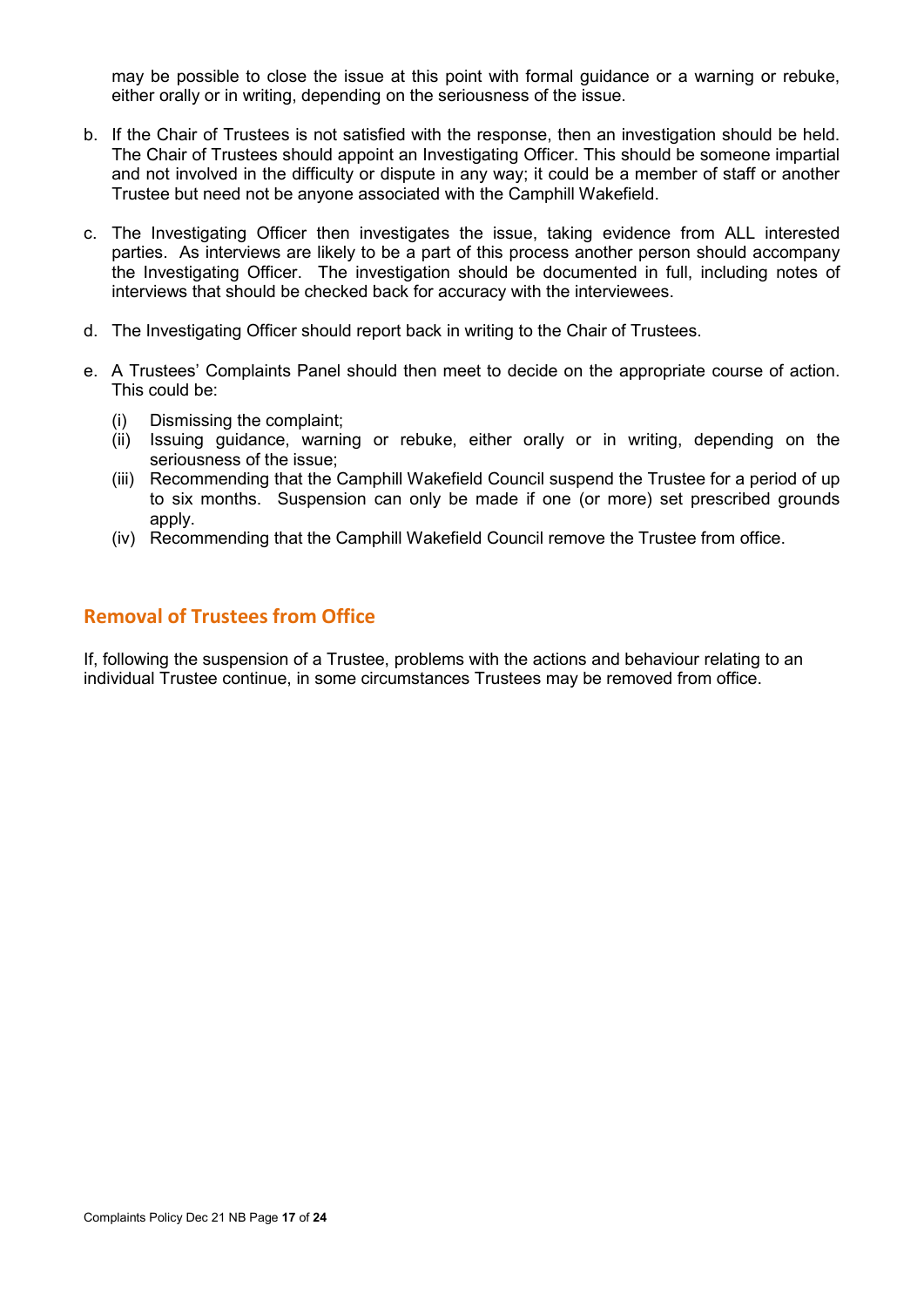may be possible to close the issue at this point with formal guidance or a warning or rebuke, either orally or in writing, depending on the seriousness of the issue.

b. If the Chair of Trustees is not satisfied with the response, then an investigation should be held. The Chair of Trustees should appoint an Investigating Officer. This should be someone impartial and not involved in the difficulty or dispute in any way; it could be a member of staff or another Trustee but need not be anyone associated with the Camphill Wakefield.

c. The Investigating Officer then investigates the issue, taking evidence from ALL interested parties. As interviews are likely to be a part of this process another person should accompany the Investigating Officer. The investigation should be documented in full, including notes of interviews that should be checked back for accuracy with the interviewees.

d. The Investigating Officer should report back in writing to the Chair of Trustees.

e. A Trustees' Complaints Panel should then meet to decide on the appropriate course of action. This could be:

   (i) Dismissing the complaint;
   (ii) Issuing guidance, warning or rebuke, either orally or in writing, depending on the seriousness of the issue;
   (iii) Recommending that the Camphill Wakefield Council suspend the Trustee for a period of up to six months. Suspension can only be made if one (or more) set prescribed grounds apply.
   (iv) Recommending that the Camphill Wakefield Council remove the Trustee from office.

## Removal of Trustees from Office

If, following the suspension of a Trustee, problems with the actions and behaviour relating to an individual Trustee continue, in some circumstances Trustees may be removed from office.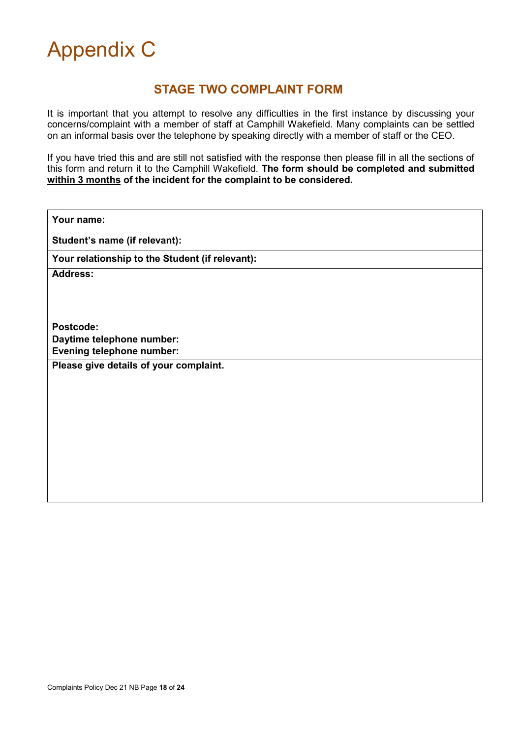# Appendix C

## STAGE TWO COMPLAINT FORM

It is important that you attempt to resolve any difficulties in the first instance by discussing your concerns/complaint with a member of staff at Camphill Wakefield. Many complaints can be settled on an informal basis over the telephone by speaking directly with a member of staff or the CEO.

If you have tried this and are still not satisfied with the response then please fill in all the sections of this form and return it to the Camphill Wakefield. **The form should be completed and submitted <u>within 3 months</u> of the incident for the complaint to be considered.**

| **Your name:** |
|---|
| **Student's name (if relevant):** |
| **Your relationship to the Student (if relevant):** |
| **Address:**<br><br><br><br>**Postcode:**<br>**Daytime telephone number:**<br>**Evening telephone number:** |
| **Please give details of your complaint.**<br><br><br><br><br><br><br><br><br><br> |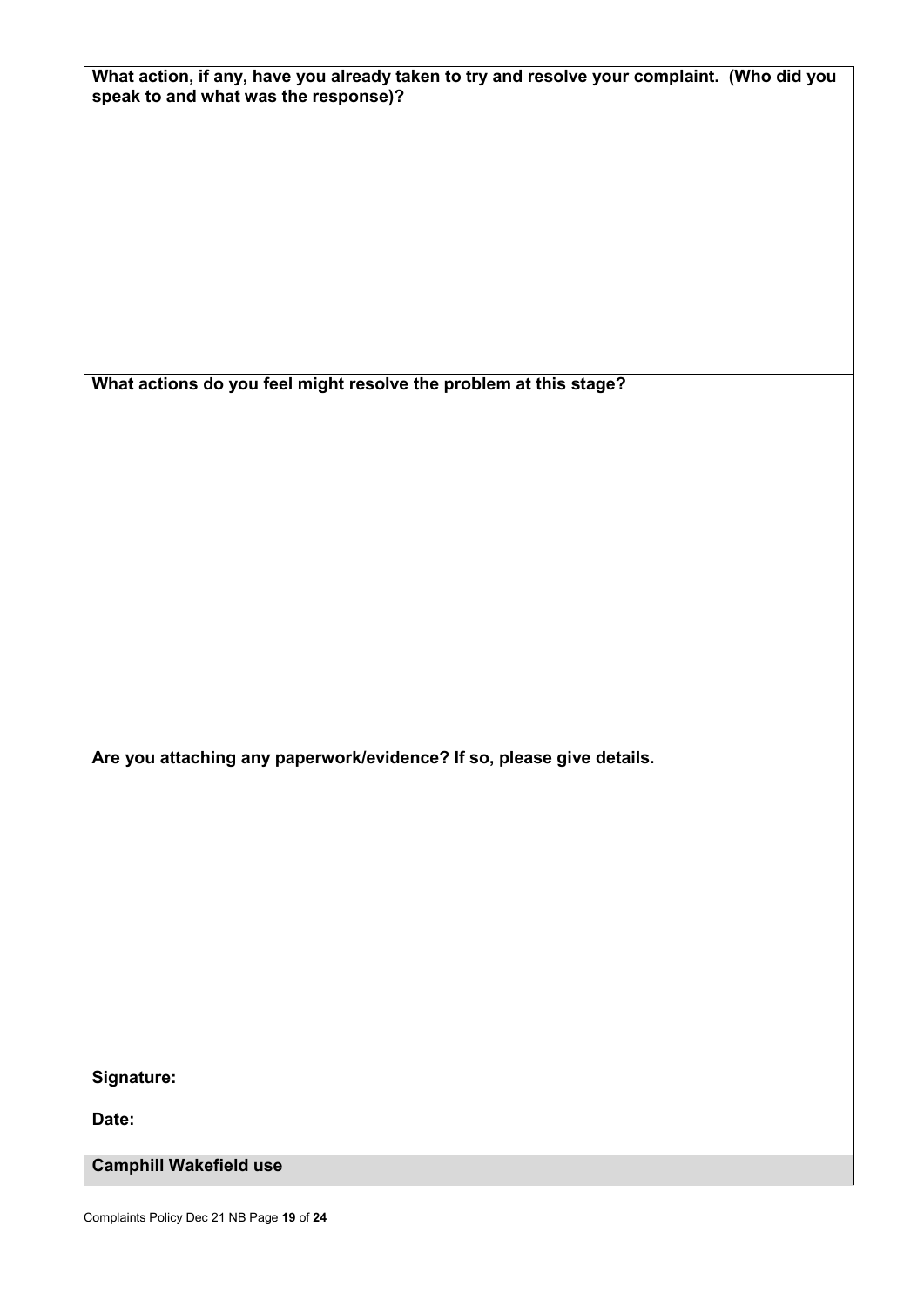**What action, if any, have you already taken to try and resolve your complaint. (Who did you speak to and what was the response)?**

**What actions do you feel might resolve the problem at this stage?**

**Are you attaching any paperwork/evidence? If so, please give details.**

**Signature:**

**Date:**

**Camphill Wakefield use**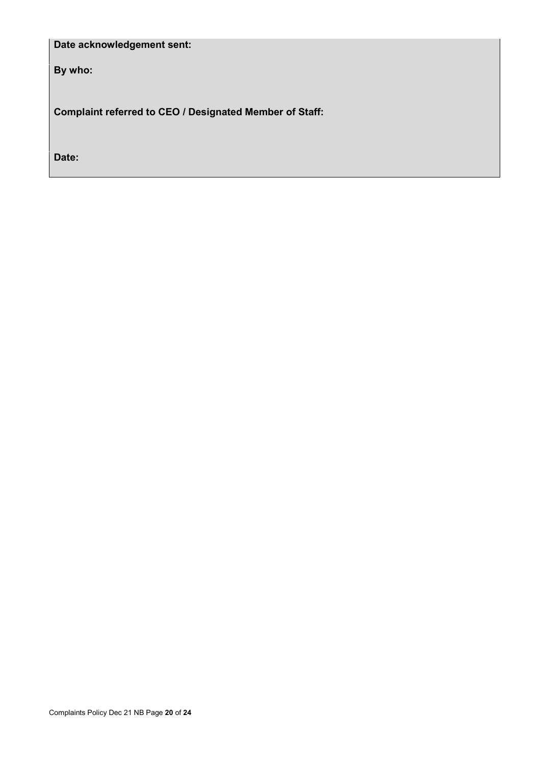**Date acknowledgement sent:**

**By who:**

**Complaint referred to CEO / Designated Member of Staff:**

**Date:**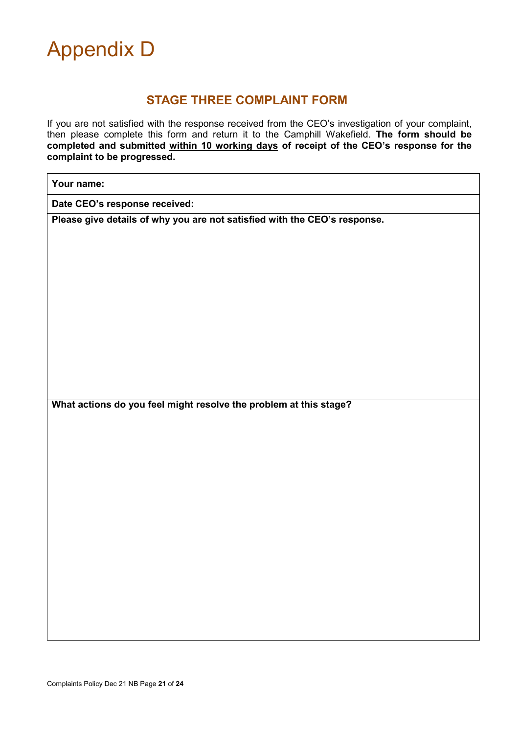# Appendix D

## STAGE THREE COMPLAINT FORM

If you are not satisfied with the response received from the CEO's investigation of your complaint, then please complete this form and return it to the Camphill Wakefield. **The form should be completed and submitted <u>within 10 working days</u> of receipt of the CEO's response for the complaint to be progressed.**

| **Your name:** |
|---|
| **Date CEO's response received:** |
| **Please give details of why you are not satisfied with the CEO's response.** |
| **What actions do you feel might resolve the problem at this stage?** |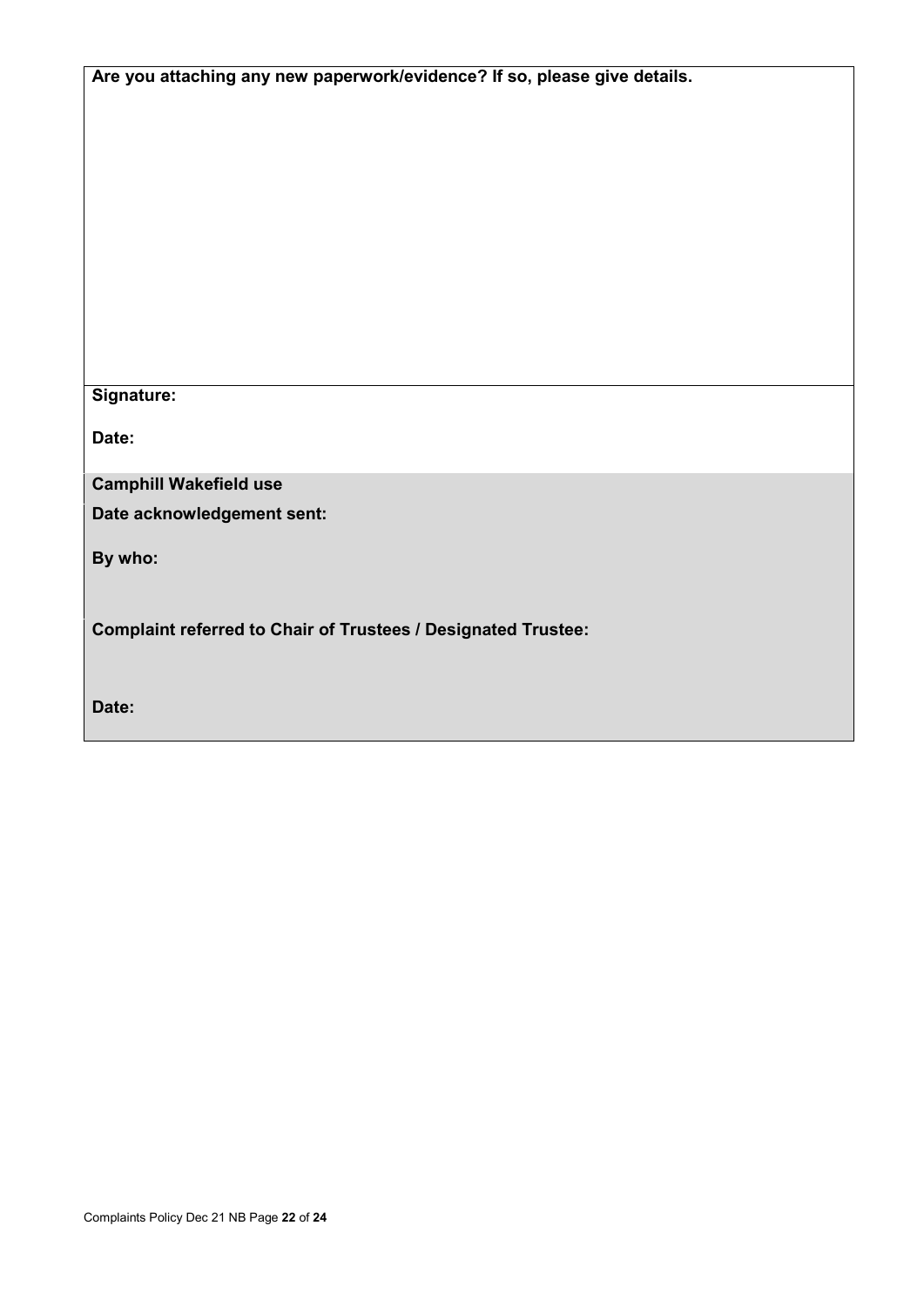**Are you attaching any new paperwork/evidence? If so, please give details.**

**Signature:**

**Date:**

**Camphill Wakefield use**

**Date acknowledgement sent:**

**By who:**

**Complaint referred to Chair of Trustees / Designated Trustee:**

**Date:**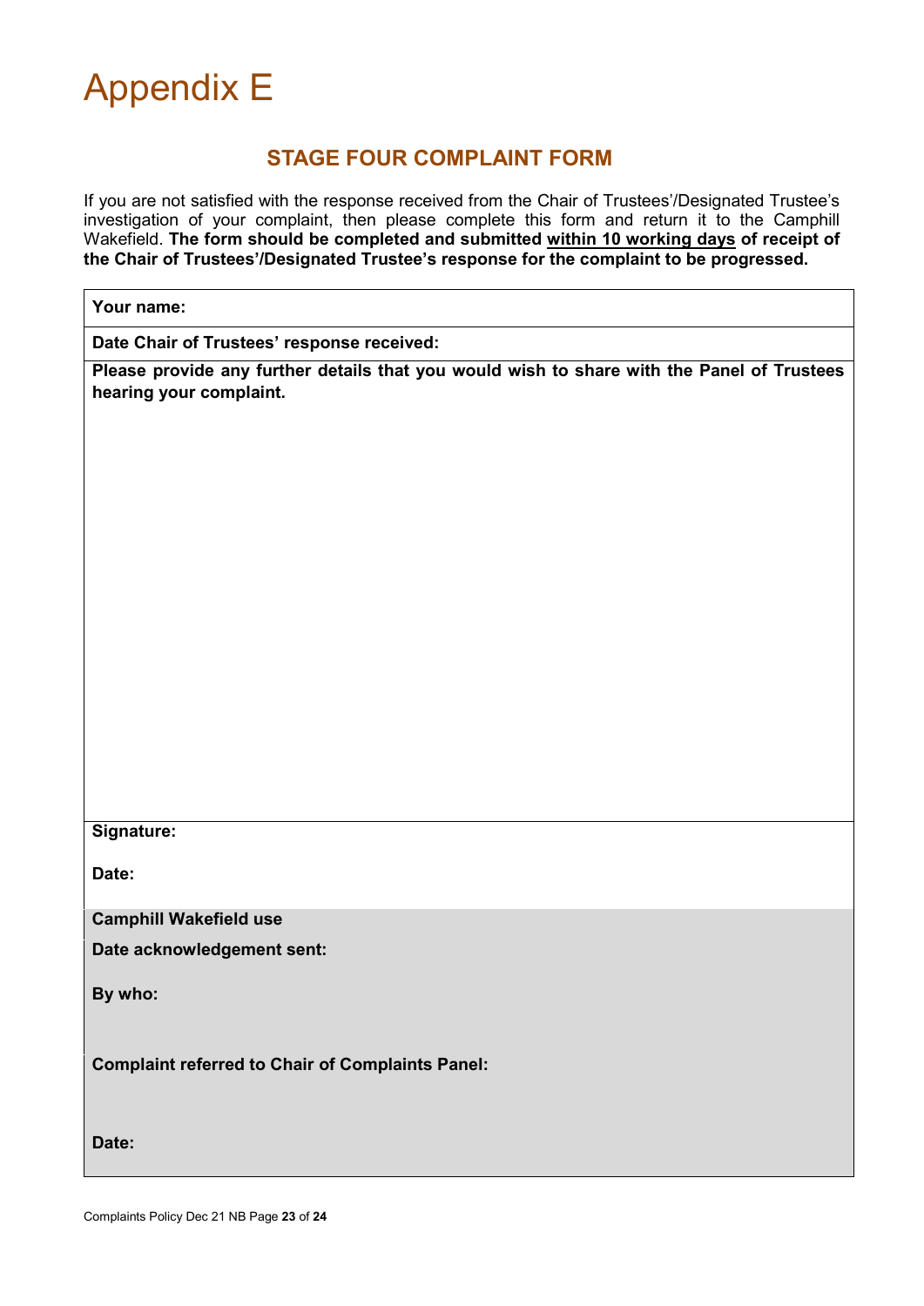// Appendix E

## STAGE FOUR COMPLAINT FORM

If you are not satisfied with the response received from the Chair of Trustees'/Designated Trustee's investigation of your complaint, then please complete this form and return it to the Camphill Wakefield. **The form should be completed and submitted <u>within 10 working days</u> of receipt of the Chair of Trustees'/Designated Trustee's response for the complaint to be progressed.**

| **Your name:** |
| --- |
| **Date Chair of Trustees' response received:** |
| **Please provide any further details that you would wish to share with the Panel of Trustees hearing your complaint.** |
| **Signature:**<br><br>**Date:** |
| **Camphill Wakefield use**<br>**Date acknowledgement sent:**<br><br>**By who:**<br><br>**Complaint referred to Chair of Complaints Panel:**<br><br>**Date:** |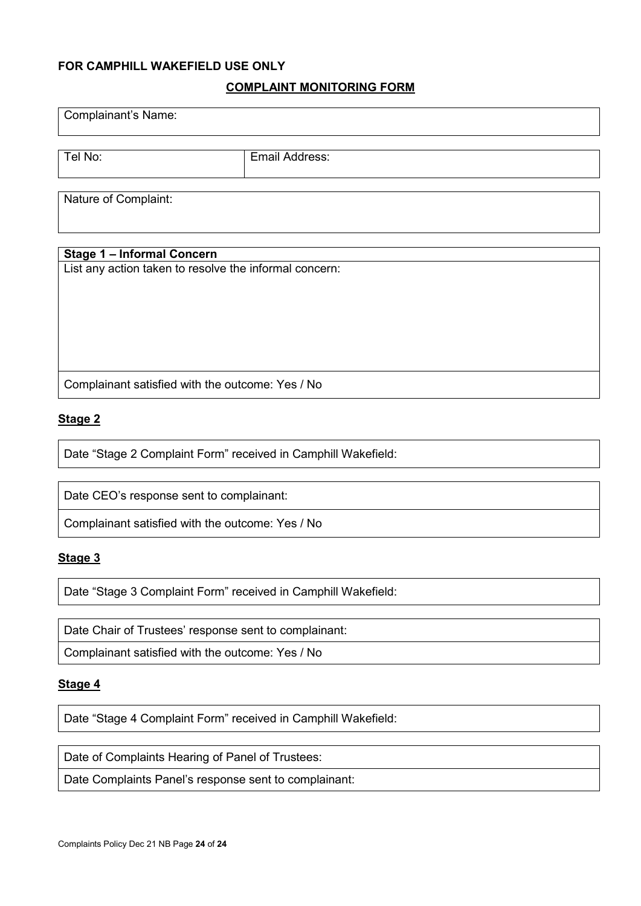**FOR CAMPHILL WAKEFIELD USE ONLY**

## COMPLAINT MONITORING FORM

| |
|---|
| Complainant's Name: |

| | |
|---|---|
| Tel No: | Email Address: |

| |
|---|
| Nature of Complaint: |

| |
|---|
| **Stage 1 – Informal Concern** |
| List any action taken to resolve the informal concern: |
| Complainant satisfied with the outcome: Yes / No |

### Stage 2

| |
|---|
| Date "Stage 2 Complaint Form" received in Camphill Wakefield: |

| |
|---|
| Date CEO's response sent to complainant: |
| Complainant satisfied with the outcome: Yes / No |

### Stage 3

| |
|---|
| Date "Stage 3 Complaint Form" received in Camphill Wakefield: |

| |
|---|
| Date Chair of Trustees' response sent to complainant: |
| Complainant satisfied with the outcome: Yes / No |

### Stage 4

| |
|---|
| Date "Stage 4 Complaint Form" received in Camphill Wakefield: |

| |
|---|
| Date of Complaints Hearing of Panel of Trustees: |
| Date Complaints Panel's response sent to complainant: |